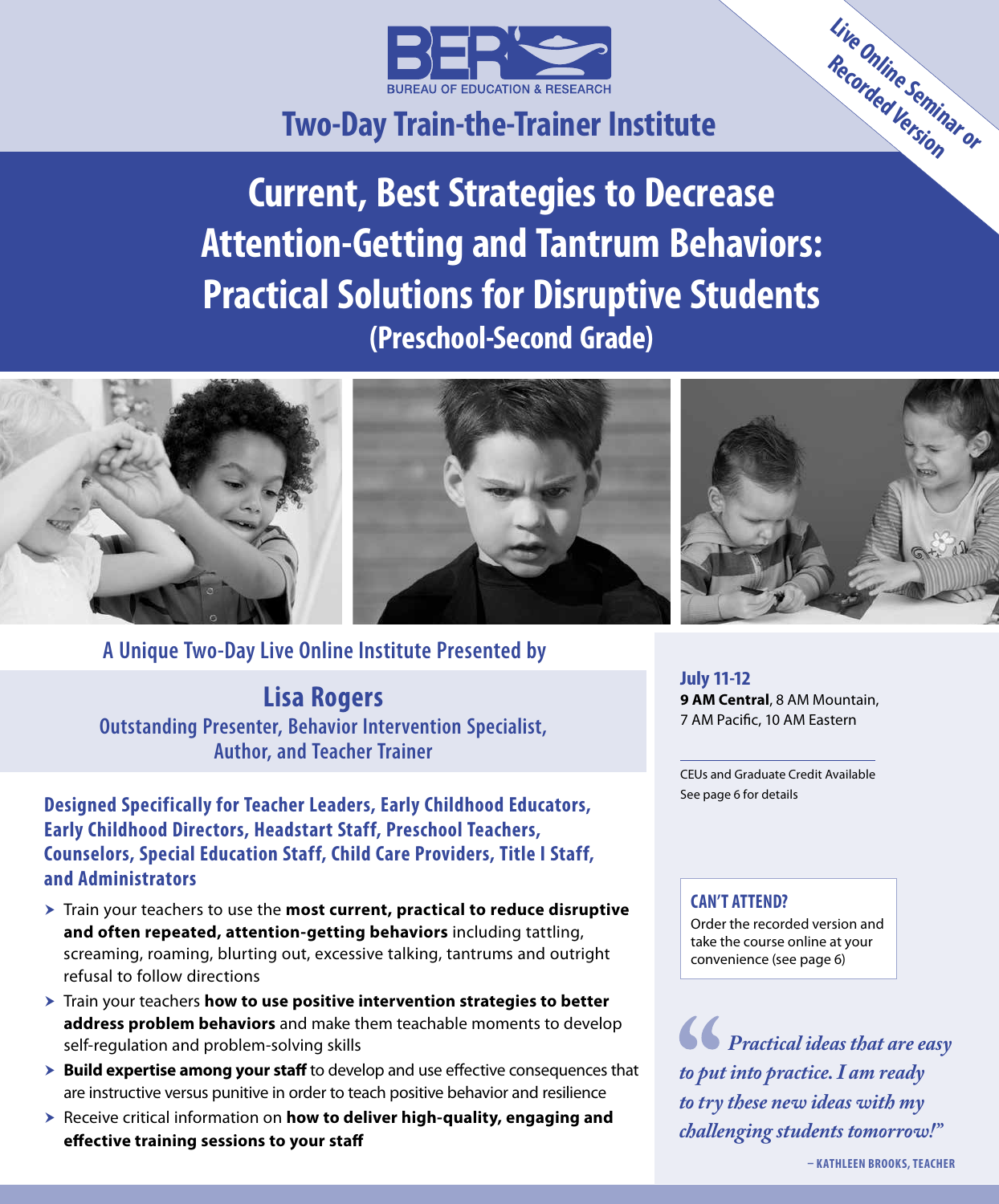BER BUREAU OF EDUCATION & RESEARCH

## Two-Day Train-the-Trainer Institute

Live Online Seminar or Recorded Version

# Current, Best Strategies to Decrease Attention-Getting and Tantrum Behaviors: Practical Solutions for Disruptive Students

## (Preschool-Second Grade)

**A Unique Two-Day Live Online Institute Presented by**

## Lisa Rogers

**Outstanding Presenter, Behavior Intervention Specialist, Author, and Teacher Trainer**

**July 11-12**
**9 AM Central**, 8 AM Mountain, 7 AM Pacific, 10 AM Eastern

CEUs and Graduate Credit Available
See page 6 for details

### Designed Specifically for Teacher Leaders, Early Childhood Educators, Early Childhood Directors, Headstart Staff, Preschool Teachers, Counselors, Special Education Staff, Child Care Providers, Title I Staff, and Administrators

- Train your teachers to use the **most current, practical to reduce disruptive and often repeated, attention-getting behaviors** including tattling, screaming, roaming, blurting out, excessive talking, tantrums and outright refusal to follow directions
- Train your teachers **how to use positive intervention strategies to better address problem behaviors** and make them teachable moments to develop self-regulation and problem-solving skills
- **Build expertise among your staff** to develop and use effective consequences that are instructive versus punitive in order to teach positive behavior and resilience
- Receive critical information on **how to deliver high-quality, engaging and effective training sessions to your staff**

**CAN'T ATTEND?**
Order the recorded version and take the course online at your convenience (see page 6)

*"Practical ideas that are easy to put into practice. I am ready to try these new ideas with my challenging students tomorrow!"*

– KATHLEEN BROOKS, TEACHER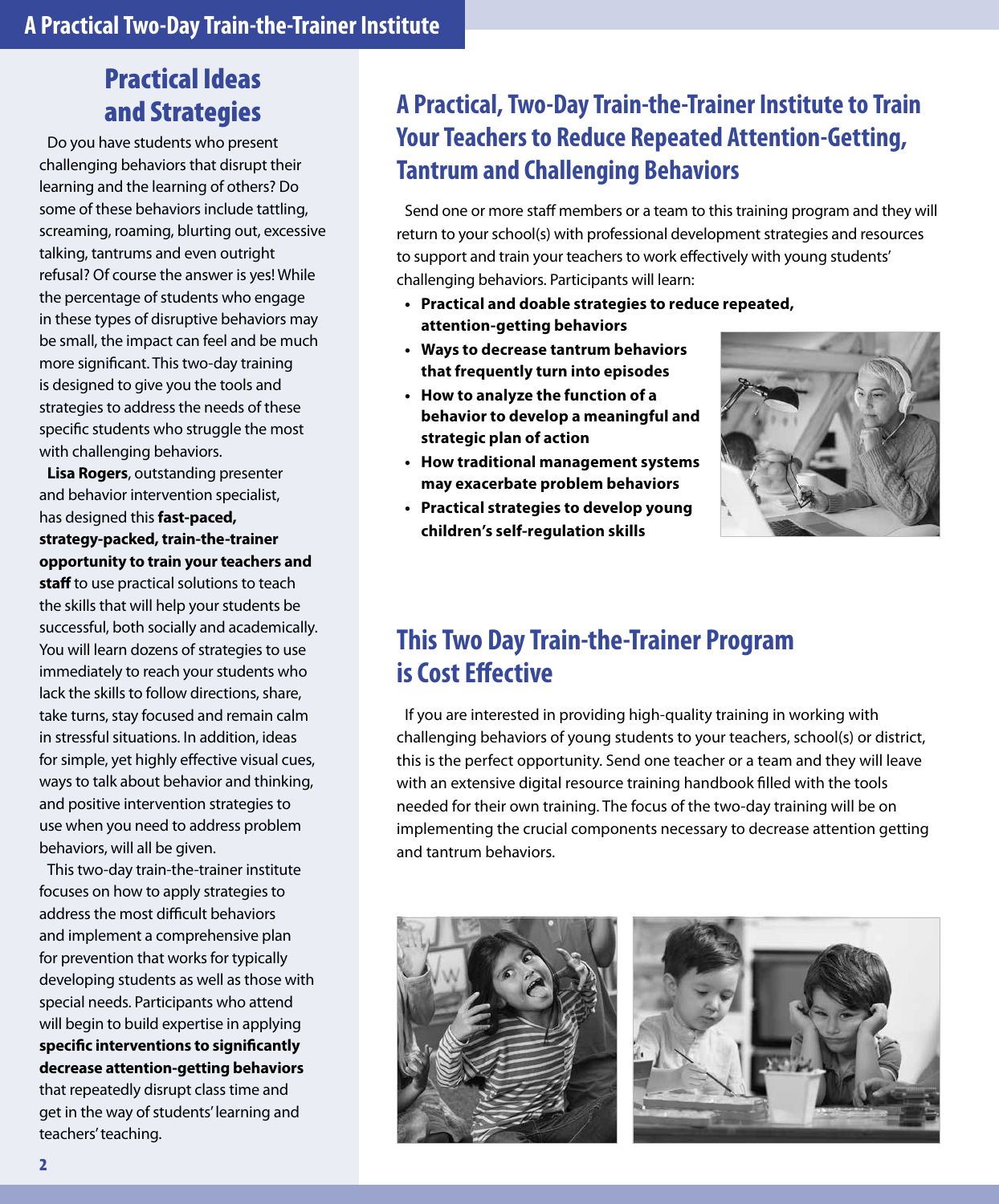## Practical Ideas and Strategies

Do you have students who present challenging behaviors that disrupt their learning and the learning of others? Do some of these behaviors include tattling, screaming, roaming, blurting out, excessive talking, tantrums and even outright refusal? Of course the answer is yes! While the percentage of students who engage in these types of disruptive behaviors may be small, the impact can feel and be much more significant. This two-day training is designed to give you the tools and strategies to address the needs of these specific students who struggle the most with challenging behaviors.

**Lisa Rogers**, outstanding presenter and behavior intervention specialist, has designed this **fast-paced, strategy-packed, train-the-trainer opportunity to train your teachers and staff** to use practical solutions to teach the skills that will help your students be successful, both socially and academically. You will learn dozens of strategies to use immediately to reach your students who lack the skills to follow directions, share, take turns, stay focused and remain calm in stressful situations. In addition, ideas for simple, yet highly effective visual cues, ways to talk about behavior and thinking, and positive intervention strategies to use when you need to address problem behaviors, will all be given.

This two-day train-the-trainer institute focuses on how to apply strategies to address the most difficult behaviors and implement a comprehensive plan for prevention that works for typically developing students as well as those with special needs. Participants who attend will begin to build expertise in applying **specific interventions to significantly decrease attention-getting behaviors** that repeatedly disrupt class time and get in the way of students' learning and teachers' teaching.

## A Practical, Two-Day Train-the-Trainer Institute to Train Your Teachers to Reduce Repeated Attention-Getting, Tantrum and Challenging Behaviors

Send one or more staff members or a team to this training program and they will return to your school(s) with professional development strategies and resources to support and train your teachers to work effectively with young students' challenging behaviors. Participants will learn:

- **Practical and doable strategies to reduce repeated, attention-getting behaviors**
- **Ways to decrease tantrum behaviors that frequently turn into episodes**
- **How to analyze the function of a behavior to develop a meaningful and strategic plan of action**
- **How traditional management systems may exacerbate problem behaviors**
- **Practical strategies to develop young children's self-regulation skills**

## This Two Day Train-the-Trainer Program is Cost Effective

If you are interested in providing high-quality training in working with challenging behaviors of young students to your teachers, school(s) or district, this is the perfect opportunity. Send one teacher or a team and they will leave with an extensive digital resource training handbook filled with the tools needed for their own training. The focus of the two-day training will be on implementing the crucial components necessary to decrease attention getting and tantrum behaviors.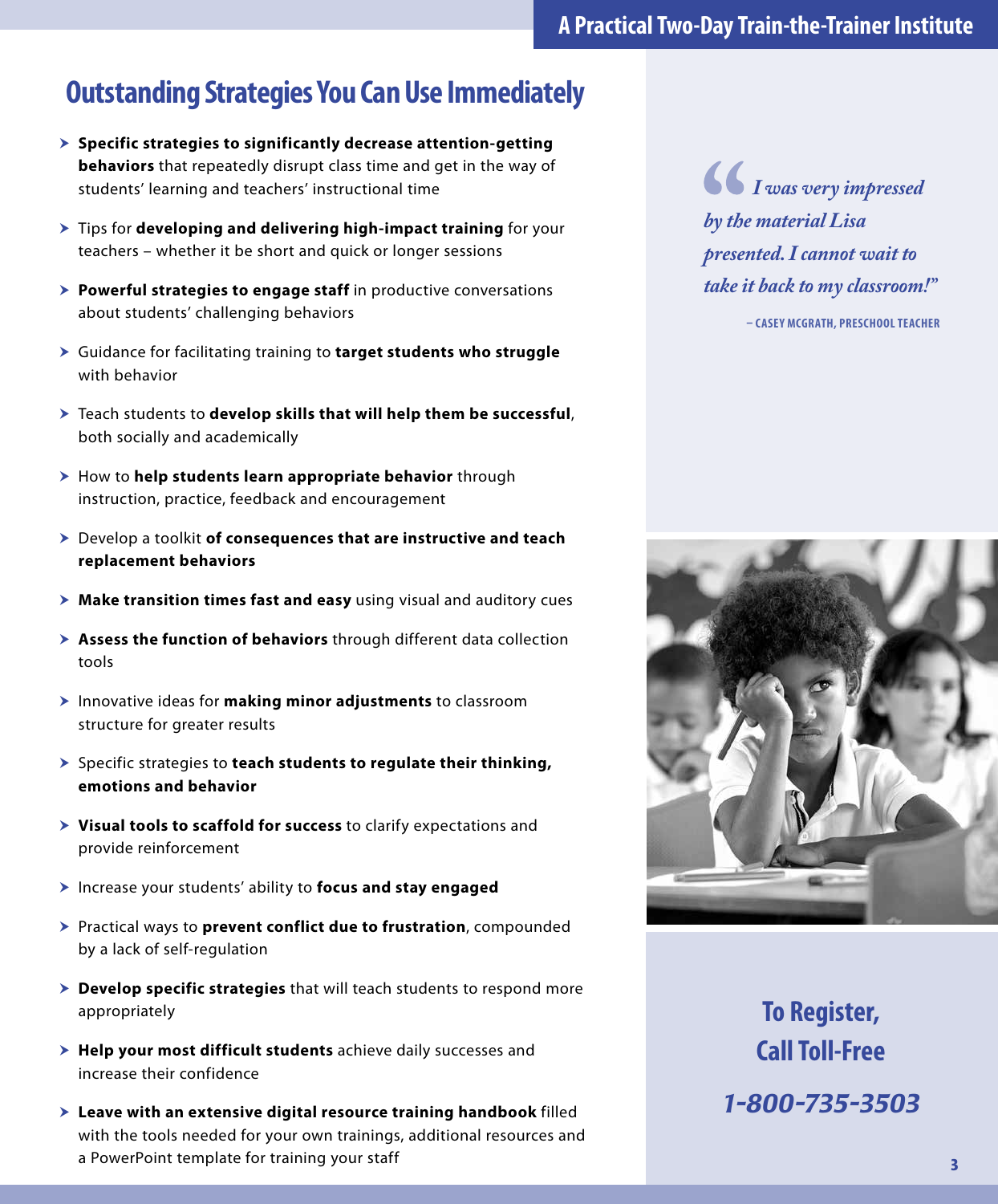## Outstanding Strategies You Can Use Immediately

- **Specific strategies to significantly decrease attention-getting behaviors** that repeatedly disrupt class time and get in the way of students' learning and teachers' instructional time
- Tips for **developing and delivering high-impact training** for your teachers – whether it be short and quick or longer sessions
- **Powerful strategies to engage staff** in productive conversations about students' challenging behaviors
- Guidance for facilitating training to **target students who struggle** with behavior
- Teach students to **develop skills that will help them be successful**, both socially and academically
- How to **help students learn appropriate behavior** through instruction, practice, feedback and encouragement
- Develop a toolkit **of consequences that are instructive and teach replacement behaviors**
- **Make transition times fast and easy** using visual and auditory cues
- **Assess the function of behaviors** through different data collection tools
- Innovative ideas for **making minor adjustments** to classroom structure for greater results
- Specific strategies to **teach students to regulate their thinking, emotions and behavior**
- **Visual tools to scaffold for success** to clarify expectations and provide reinforcement
- Increase your students' ability to **focus and stay engaged**
- Practical ways to **prevent conflict due to frustration**, compounded by a lack of self-regulation
- **Develop specific strategies** that will teach students to respond more appropriately
- **Help your most difficult students** achieve daily successes and increase their confidence
- **Leave with an extensive digital resource training handbook** filled with the tools needed for your own trainings, additional resources and a PowerPoint template for training your staff

*"I was very impressed by the material Lisa presented. I cannot wait to take it back to my classroom!"*

– CASEY MCGRATH, PRESCHOOL TEACHER

**To Register, Call Toll-Free**

***1-800-735-3503***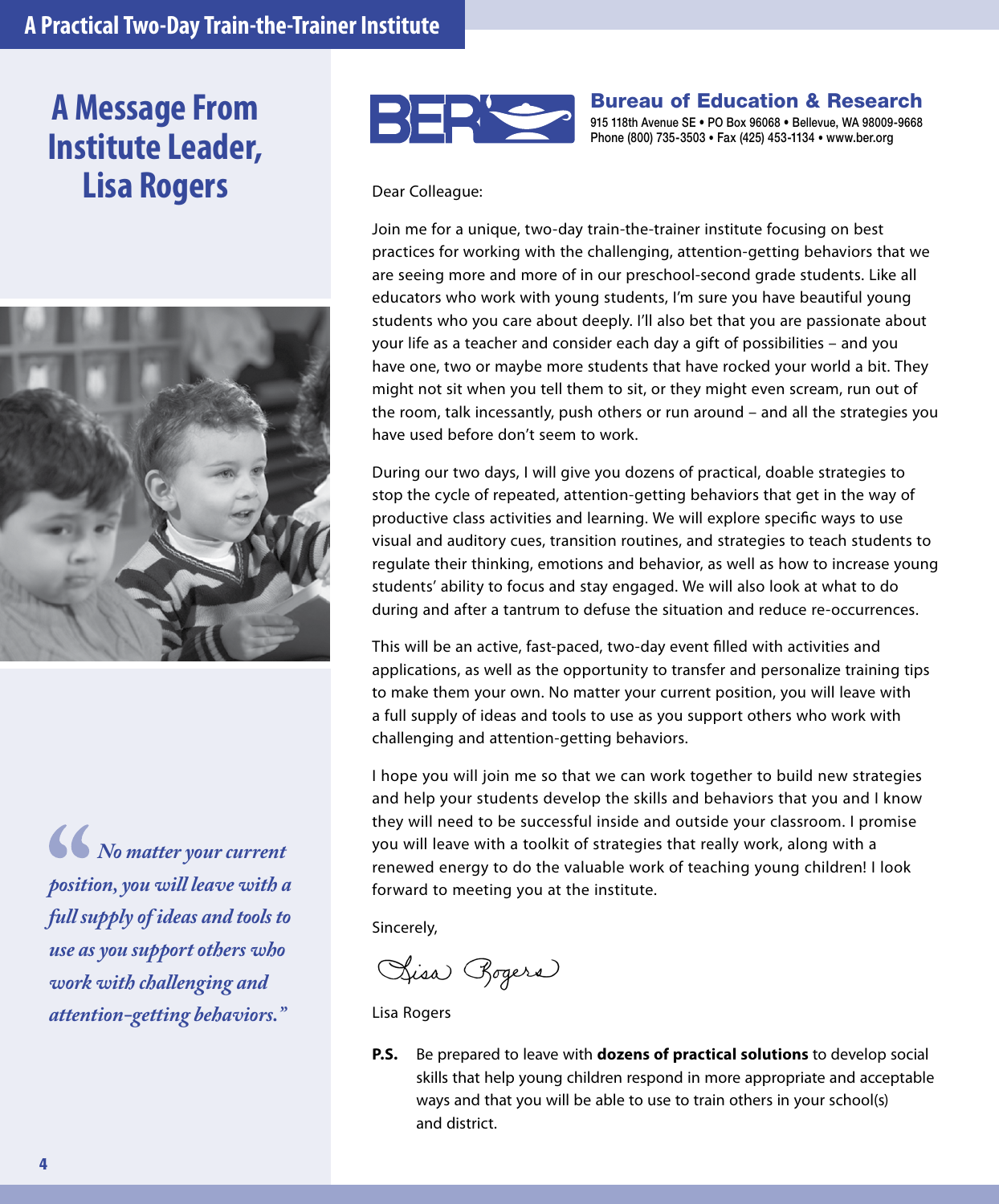# A Message From Institute Leader, Lisa Rogers

> *"No matter your current position, you will leave with a full supply of ideas and tools to use as you support others who work with challenging and attention-getting behaviors."*

**Bureau of Education & Research**
915 118th Avenue SE • PO Box 96068 • Bellevue, WA 98009-9668
Phone (800) 735-3503 • Fax (425) 453-1134 • www.ber.org

Dear Colleague:

Join me for a unique, two-day train-the-trainer institute focusing on best practices for working with the challenging, attention-getting behaviors that we are seeing more and more of in our preschool-second grade students. Like all educators who work with young students, I'm sure you have beautiful young students who you care about deeply. I'll also bet that you are passionate about your life as a teacher and consider each day a gift of possibilities – and you have one, two or maybe more students that have rocked your world a bit. They might not sit when you tell them to sit, or they might even scream, run out of the room, talk incessantly, push others or run around – and all the strategies you have used before don't seem to work.

During our two days, I will give you dozens of practical, doable strategies to stop the cycle of repeated, attention-getting behaviors that get in the way of productive class activities and learning. We will explore specific ways to use visual and auditory cues, transition routines, and strategies to teach students to regulate their thinking, emotions and behavior, as well as how to increase young students' ability to focus and stay engaged. We will also look at what to do during and after a tantrum to defuse the situation and reduce re-occurrences.

This will be an active, fast-paced, two-day event filled with activities and applications, as well as the opportunity to transfer and personalize training tips to make them your own. No matter your current position, you will leave with a full supply of ideas and tools to use as you support others who work with challenging and attention-getting behaviors.

I hope you will join me so that we can work together to build new strategies and help your students develop the skills and behaviors that you and I know they will need to be successful inside and outside your classroom. I promise you will leave with a toolkit of strategies that really work, along with a renewed energy to do the valuable work of teaching young children! I look forward to meeting you at the institute.

Sincerely,

Lisa Rogers

Lisa Rogers

**P.S.** Be prepared to leave with **dozens of practical solutions** to develop social skills that help young children respond in more appropriate and acceptable ways and that you will be able to use to train others in your school(s) and district.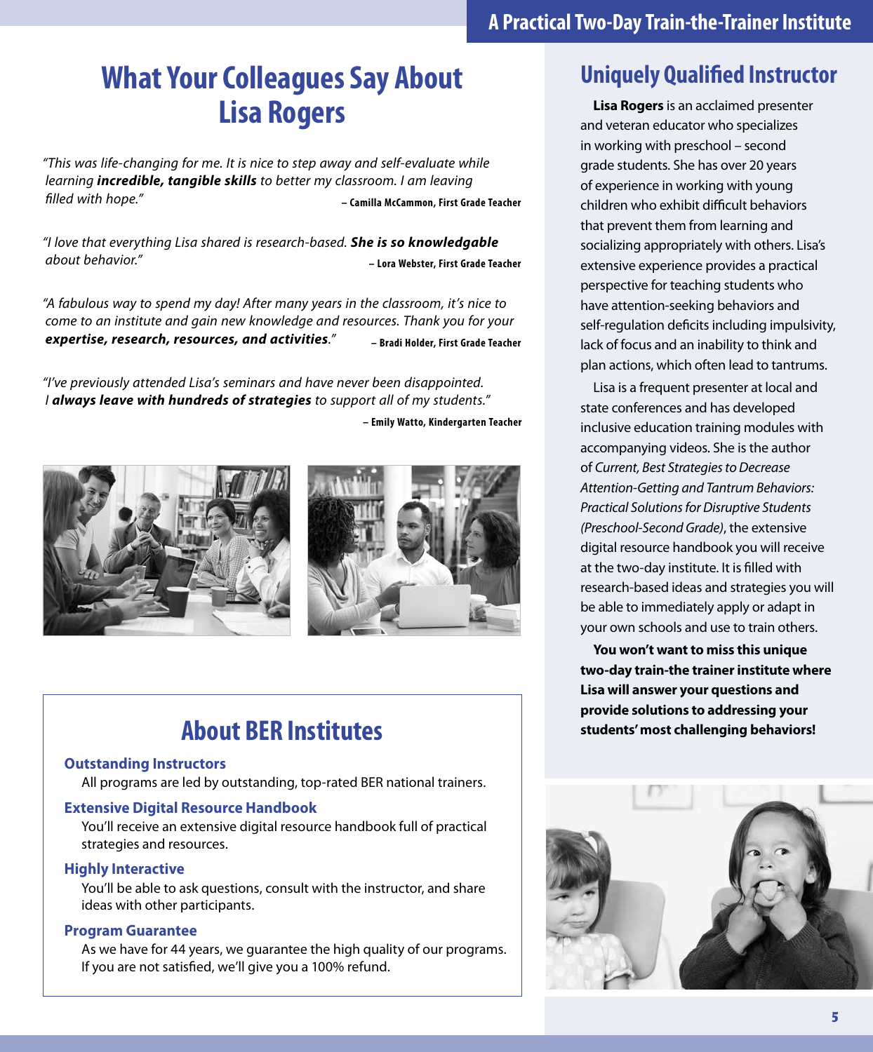# What Your Colleagues Say About Lisa Rogers

*"This was life-changing for me. It is nice to step away and self-evaluate while learning **incredible, tangible skills** to better my classroom. I am leaving filled with hope."*

**– Camilla McCammon, First Grade Teacher**

*"I love that everything Lisa shared is research-based. **She is so knowledgable about behavior.**"*

**– Lora Webster, First Grade Teacher**

*"A fabulous way to spend my day! After many years in the classroom, it's nice to come to an institute and gain new knowledge and resources. Thank you for your **expertise, research, resources, and activities**."*

**– Bradi Holder, First Grade Teacher**

*"I've previously attended Lisa's seminars and have never been disappointed. I **always leave with hundreds of strategies** to support all of my students."*

**– Emily Watto, Kindergarten Teacher**

## About BER Institutes

### Outstanding Instructors

All programs are led by outstanding, top-rated BER national trainers.

### Extensive Digital Resource Handbook

You'll receive an extensive digital resource handbook full of practical strategies and resources.

### Highly Interactive

You'll be able to ask questions, consult with the instructor, and share ideas with other participants.

### Program Guarantee

As we have for 44 years, we guarantee the high quality of our programs. If you are not satisfied, we'll give you a 100% refund.

## Uniquely Qualified Instructor

**Lisa Rogers** is an acclaimed presenter and veteran educator who specializes in working with preschool – second grade students. She has over 20 years of experience in working with young children who exhibit difficult behaviors that prevent them from learning and socializing appropriately with others. Lisa's extensive experience provides a practical perspective for teaching students who have attention-seeking behaviors and self-regulation deficits including impulsivity, lack of focus and an inability to think and plan actions, which often lead to tantrums.

Lisa is a frequent presenter at local and state conferences and has developed inclusive education training modules with accompanying videos. She is the author of *Current, Best Strategies to Decrease Attention-Getting and Tantrum Behaviors: Practical Solutions for Disruptive Students (Preschool-Second Grade)*, the extensive digital resource handbook you will receive at the two-day institute. It is filled with research-based ideas and strategies you will be able to immediately apply or adapt in your own schools and use to train others.

**You won't want to miss this unique two-day train-the trainer institute where Lisa will answer your questions and provide solutions to addressing your students' most challenging behaviors!**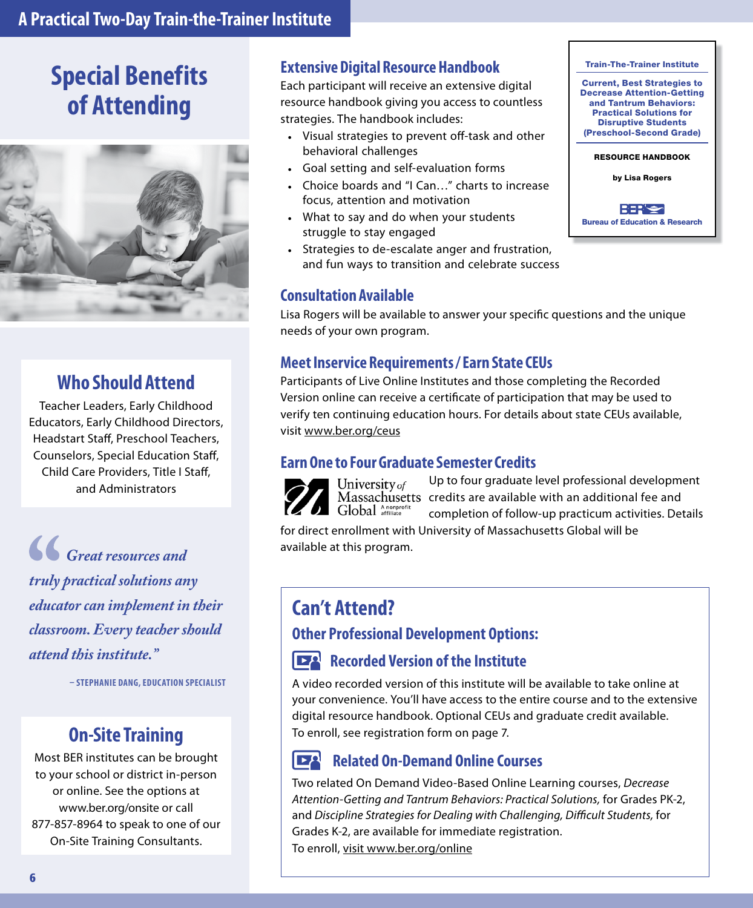# Special Benefits of Attending

## Who Should Attend

Teacher Leaders, Early Childhood Educators, Early Childhood Directors, Headstart Staff, Preschool Teachers, Counselors, Special Education Staff, Child Care Providers, Title I Staff, and Administrators

> *"Great resources and truly practical solutions any educator can implement in their classroom. Every teacher should attend this institute."*
>
> – STEPHANIE DANG, EDUCATION SPECIALIST

## On-Site Training

Most BER institutes can be brought to your school or district in-person or online. See the options at www.ber.org/onsite or call 877-857-8964 to speak to one of our On-Site Training Consultants.

## Extensive Digital Resource Handbook

Each participant will receive an extensive digital resource handbook giving you access to countless strategies. The handbook includes:

- Visual strategies to prevent off-task and other behavioral challenges
- Goal setting and self-evaluation forms
- Choice boards and "I Can…" charts to increase focus, attention and motivation
- What to say and do when your students struggle to stay engaged
- Strategies to de-escalate anger and frustration, and fun ways to transition and celebrate success

**Train-The-Trainer Institute**

**Current, Best Strategies to Decrease Attention-Getting and Tantrum Behaviors: Practical Solutions for Disruptive Students (Preschool-Second Grade)**

**RESOURCE HANDBOOK**

**by Lisa Rogers**

**Bureau of Education & Research**

## Consultation Available

Lisa Rogers will be available to answer your specific questions and the unique needs of your own program.

## Meet Inservice Requirements / Earn State CEUs

Participants of Live Online Institutes and those completing the Recorded Version online can receive a certificate of participation that may be used to verify ten continuing education hours. For details about state CEUs available, visit www.ber.org/ceus

## Earn One to Four Graduate Semester Credits

University of Massachusetts Global — A nonprofit affiliate

Up to four graduate level professional development credits are available with an additional fee and completion of follow-up practicum activities. Details for direct enrollment with University of Massachusetts Global will be available at this program.

## Can't Attend?

### Other Professional Development Options:

### Recorded Version of the Institute

A video recorded version of this institute will be available to take online at your convenience. You'll have access to the entire course and to the extensive digital resource handbook. Optional CEUs and graduate credit available.
To enroll, see registration form on page 7.

### Related On-Demand Online Courses

Two related On Demand Video-Based Online Learning courses, *Decrease Attention-Getting and Tantrum Behaviors: Practical Solutions,* for Grades PK-2, and *Discipline Strategies for Dealing with Challenging, Difficult Students,* for Grades K-2, are available for immediate registration.
To enroll, visit www.ber.org/online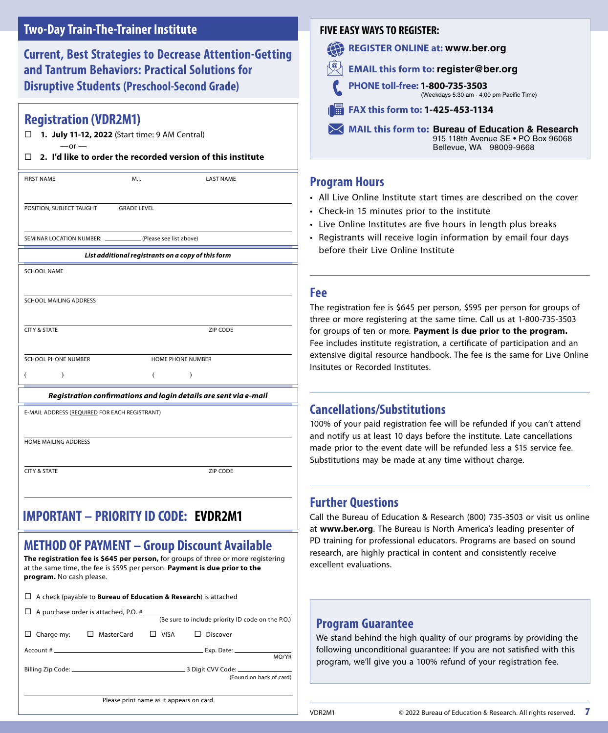## Two-Day Train-The-Trainer Institute

### Current, Best Strategies to Decrease Attention-Getting and Tantrum Behaviors: Practical Solutions for Disruptive Students (Preschool-Second Grade)

## Registration (VDR2M1)

☐ **1. July 11-12, 2022** (Start time: 9 AM Central)

—or —

☐ **2. I'd like to order the recorded version of this institute**

FIRST NAME M.I. LAST NAME

POSITION, SUBJECT TAUGHT GRADE LEVEL

SEMINAR LOCATION NUMBER: ________ (Please see list above)

***List additional registrants on a copy of this form***

SCHOOL NAME

SCHOOL MAILING ADDRESS

CITY & STATE ZIP CODE

SCHOOL PHONE NUMBER HOME PHONE NUMBER

( ) ( )

***Registration confirmations and login details are sent via e-mail***

E-MAIL ADDRESS (REQUIRED FOR EACH REGISTRANT)

HOME MAILING ADDRESS

CITY & STATE ZIP CODE

## IMPORTANT – PRIORITY ID CODE: EVDR2M1

## METHOD OF PAYMENT – Group Discount Available

**The registration fee is $645 per person,** for groups of three or more registering at the same time, the fee is $595 per person. **Payment is due prior to the program.** No cash please.

☐ A check (payable to **Bureau of Education & Research**) is attached

☐ A purchase order is attached, P.O. # ________ (Be sure to include priority ID code on the P.O.)

☐ Charge my: ☐ MasterCard ☐ VISA ☐ Discover

Account # ________ Exp. Date: ________ MO/YR

Billing Zip Code: ________ 3 Digit CVV Code: ________ (Found on back of card)

Please print name as it appears on card

## FIVE EASY WAYS TO REGISTER:

**REGISTER ONLINE at:** **www.ber.org**

**EMAIL this form to:** **register@ber.org**

**PHONE toll-free:** **1-800-735-3503** (Weekdays 5:30 am - 4:00 pm Pacific Time)

**FAX this form to:** **1-425-453-1134**

**MAIL this form to:** **Bureau of Education & Research**
915 118th Avenue SE • PO Box 96068
Bellevue, WA 98009-9668

## Program Hours

- All Live Online Institute start times are described on the cover
- Check-in 15 minutes prior to the institute
- Live Online Institutes are five hours in length plus breaks
- Registrants will receive login information by email four days before their Live Online Institute

## Fee

The registration fee is $645 per person, $595 per person for groups of three or more registering at the same time. Call us at 1-800-735-3503 for groups of ten or more. **Payment is due prior to the program.** Fee includes institute registration, a certificate of participation and an extensive digital resource handbook. The fee is the same for Live Online Insitutes or Recorded Institutes.

## Cancellations/Substitutions

100% of your paid registration fee will be refunded if you can't attend and notify us at least 10 days before the institute. Late cancellations made prior to the event date will be refunded less a $15 service fee. Substitutions may be made at any time without charge.

## Further Questions

Call the Bureau of Education & Research (800) 735-3503 or visit us online at **www.ber.org**. The Bureau is North America's leading presenter of PD training for professional educators. Programs are based on sound research, are highly practical in content and consistently receive excellent evaluations.

## Program Guarantee

We stand behind the high quality of our programs by providing the following unconditional guarantee: If you are not satisfied with this program, we'll give you a 100% refund of your registration fee.

VDR2M1 © 2022 Bureau of Education & Research. All rights reserved.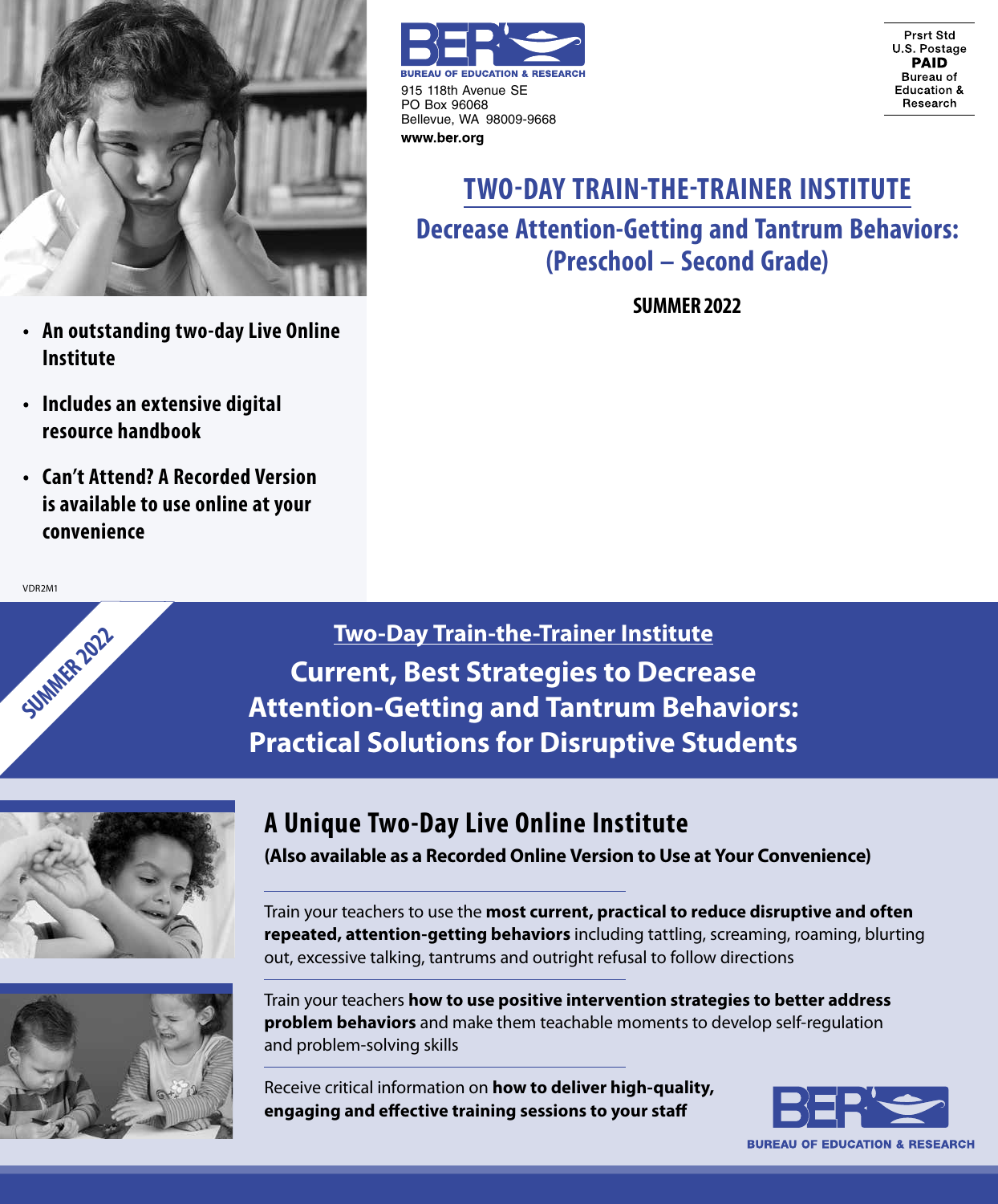BUREAU OF EDUCATION & RESEARCH
915 118th Avenue SE
PO Box 96068
Bellevue, WA 98009-9668
**www.ber.org**

Prsrt Std
U.S. Postage
**PAID**
Bureau of
Education &
Research

# TWO-DAY TRAIN-THE-TRAINER INSTITUTE

## Decrease Attention-Getting and Tantrum Behaviors: (Preschool – Second Grade)

**SUMMER 2022**

- **An outstanding two-day Live Online Institute**
- **Includes an extensive digital resource handbook**
- **Can't Attend? A Recorded Version is available to use online at your convenience**

VDR2M1

SUMMER 2022

## Two-Day Train-the-Trainer Institute

## Current, Best Strategies to Decrease Attention-Getting and Tantrum Behaviors: Practical Solutions for Disruptive Students

## A Unique Two-Day Live Online Institute

**(Also available as a Recorded Online Version to Use at Your Convenience)**

Train your teachers to use the **most current, practical to reduce disruptive and often repeated, attention-getting behaviors** including tattling, screaming, roaming, blurting out, excessive talking, tantrums and outright refusal to follow directions

Train your teachers **how to use positive intervention strategies to better address problem behaviors** and make them teachable moments to develop self-regulation and problem-solving skills

Receive critical information on **how to deliver high-quality, engaging and effective training sessions to your staff**

BUREAU OF EDUCATION & RESEARCH